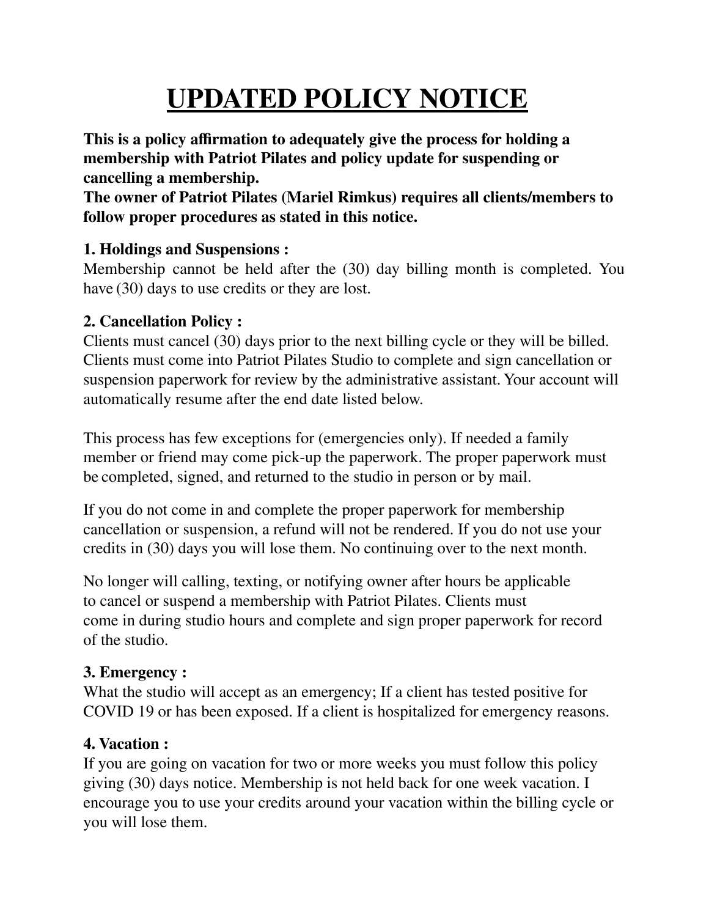# UPDATED POLICY NOTICE

**This is a policy affirmation to adequately give the process for holding a membership with Patriot Pilates and policy update for suspending or cancelling a membership.**
**The owner of Patriot Pilates (Mariel Rimkus) requires all clients/members to follow proper procedures as stated in this notice.**

**1. Holdings and Suspensions :**
Membership cannot be held after the (30) day billing month is completed. You have (30) days to use credits or they are lost.

**2. Cancellation Policy :**
Clients must cancel (30) days prior to the next billing cycle or they will be billed. Clients must come into Patriot Pilates Studio to complete and sign cancellation or suspension paperwork for review by the administrative assistant. Your account will automatically resume after the end date listed below.

This process has few exceptions for (emergencies only). If needed a family member or friend may come pick-up the paperwork. The proper paperwork must be completed, signed, and returned to the studio in person or by mail.

If you do not come in and complete the proper paperwork for membership cancellation or suspension, a refund will not be rendered. If you do not use your credits in (30) days you will lose them. No continuing over to the next month.

No longer will calling, texting, or notifying owner after hours be applicable to cancel or suspend a membership with Patriot Pilates. Clients must come in during studio hours and complete and sign proper paperwork for record of the studio.

**3. Emergency :**
What the studio will accept as an emergency; If a client has tested positive for COVID 19 or has been exposed. If a client is hospitalized for emergency reasons.

**4. Vacation :**
If you are going on vacation for two or more weeks you must follow this policy giving (30) days notice. Membership is not held back for one week vacation. I encourage you to use your credits around your vacation within the billing cycle or you will lose them.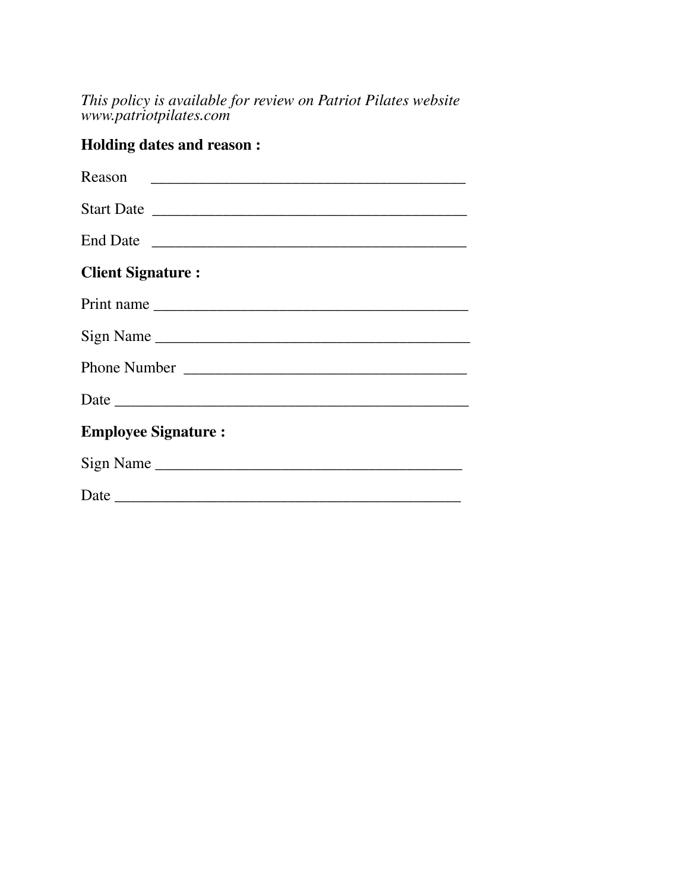*This policy is available for review on Patriot Pilates website www.patriotpilates.com*

**Holding dates and reason :**

Reason ________________________________________

Start Date ________________________________________

End Date ________________________________________

**Client Signature :**

Print name ________________________________________

Sign Name ________________________________________

Phone Number ____________________________________

Date ____________________________________________

**Employee Signature :**

Sign Name ________________________________________

Date ____________________________________________